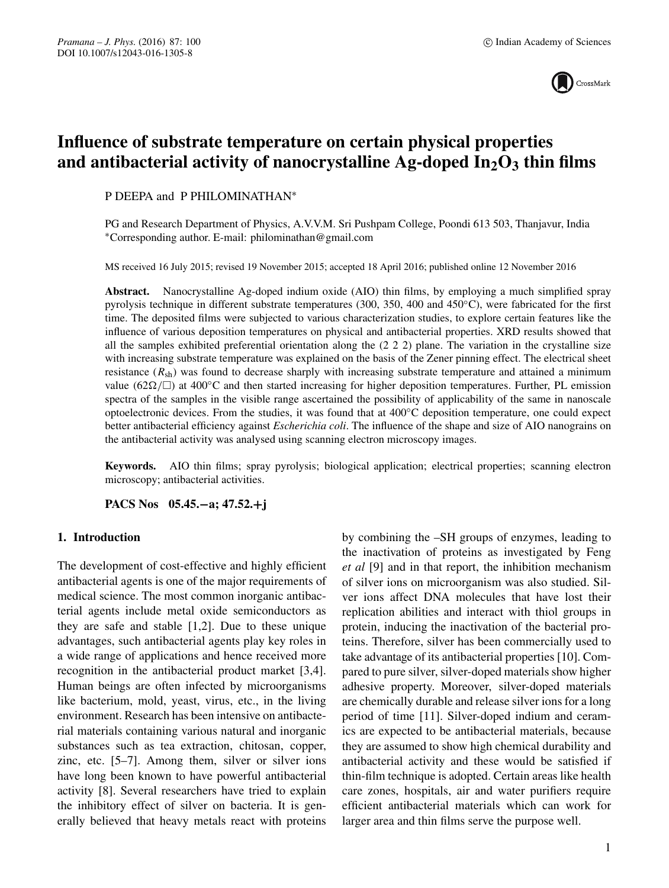# Influence of substrate temperature on certain physical properties and antibacterial activity of nanocrystalline Ag-doped $In_2O_3$ thin films

P DEEPA and P PHILOMINATHAN*

PG and Research Department of Physics, A.V.V.M. Sri Pushpam College, Poondi 613 503, Thanjavur, India
*Corresponding author. E-mail: philominathan@gmail.com

MS received 16 July 2015; revised 19 November 2015; accepted 18 April 2016; published online 12 November 2016

**Abstract.** Nanocrystalline Ag-doped indium oxide (AIO) thin films, by employing a much simplified spray pyrolysis technique in different substrate temperatures (300, 350, 400 and 450°C), were fabricated for the first time. The deposited films were subjected to various characterization studies, to explore certain features like the influence of various deposition temperatures on physical and antibacterial properties. XRD results showed that all the samples exhibited preferential orientation along the (2 2 2) plane. The variation in the crystalline size with increasing substrate temperature was explained on the basis of the Zener pinning effect. The electrical sheet resistance ($R_{\mathrm{sh}}$) was found to decrease sharply with increasing substrate temperature and attained a minimum value (62$\Omega/\square$) at 400°C and then started increasing for higher deposition temperatures. Further, PL emission spectra of the samples in the visible range ascertained the possibility of applicability of the same in nanoscale optoelectronic devices. From the studies, it was found that at 400°C deposition temperature, one could expect better antibacterial efficiency against *Escherichia coli*. The influence of the shape and size of AIO nanograins on the antibacterial activity was analysed using scanning electron microscopy images.

**Keywords.** AIO thin films; spray pyrolysis; biological application; electrical properties; scanning electron microscopy; antibacterial activities.

**PACS Nos 05.45.−a; 47.52.+j**

## 1. Introduction

The development of cost-effective and highly efficient antibacterial agents is one of the major requirements of medical science. The most common inorganic antibacterial agents include metal oxide semiconductors as they are safe and stable [1,2]. Due to these unique advantages, such antibacterial agents play key roles in a wide range of applications and hence received more recognition in the antibacterial product market [3,4]. Human beings are often infected by microorganisms like bacterium, mold, yeast, virus, etc., in the living environment. Research has been intensive on antibacterial materials containing various natural and inorganic substances such as tea extraction, chitosan, copper, zinc, etc. [5–7]. Among them, silver or silver ions have long been known to have powerful antibacterial activity [8]. Several researchers have tried to explain the inhibitory effect of silver on bacteria. It is generally believed that heavy metals react with proteins by combining the –SH groups of enzymes, leading to the inactivation of proteins as investigated by Feng *et al* [9] and in that report, the inhibition mechanism of silver ions on microorganism was also studied. Silver ions affect DNA molecules that have lost their replication abilities and interact with thiol groups in protein, inducing the inactivation of the bacterial proteins. Therefore, silver has been commercially used to take advantage of its antibacterial properties [10]. Compared to pure silver, silver-doped materials show higher adhesive property. Moreover, silver-doped materials are chemically durable and release silver ions for a long period of time [11]. Silver-doped indium and ceramics are expected to be antibacterial materials, because they are assumed to show high chemical durability and antibacterial activity and these would be satisfied if thin-film technique is adopted. Certain areas like health care zones, hospitals, air and water purifiers require efficient antibacterial materials which can work for larger area and thin films serve the purpose well.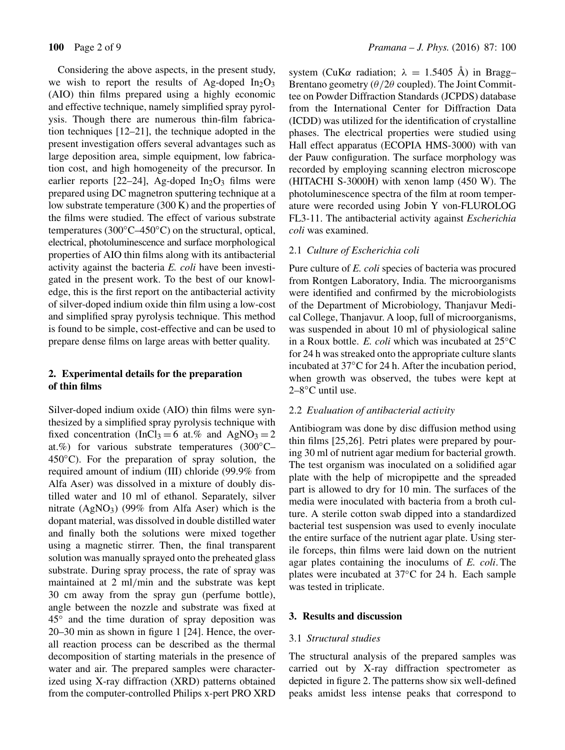Considering the above aspects, in the present study, we wish to report the results of Ag-doped $In_2O_3$ (AIO) thin films prepared using a highly economic and effective technique, namely simplified spray pyrolysis. Though there are numerous thin-film fabrication techniques [12–21], the technique adopted in the present investigation offers several advantages such as large deposition area, simple equipment, low fabrication cost, and high homogeneity of the precursor. In earlier reports [22–24], Ag-doped $In_2O_3$ films were prepared using DC magnetron sputtering technique at a low substrate temperature (300 K) and the properties of the films were studied. The effect of various substrate temperatures (300°C–450°C) on the structural, optical, electrical, photoluminescence and surface morphological properties of AIO thin films along with its antibacterial activity against the bacteria *E. coli* have been investigated in the present work. To the best of our knowledge, this is the first report on the antibacterial activity of silver-doped indium oxide thin film using a low-cost and simplified spray pyrolysis technique. This method is found to be simple, cost-effective and can be used to prepare dense films on large areas with better quality.

## 2. Experimental details for the preparation of thin films

Silver-doped indium oxide (AIO) thin films were synthesized by a simplified spray pyrolysis technique with fixed concentration ($InCl_3 = 6$ at.% and $AgNO_3 = 2$ at.%) for various substrate temperatures (300°C–450°C). For the preparation of spray solution, the required amount of indium (III) chloride (99.9% from Alfa Aser) was dissolved in a mixture of doubly distilled water and 10 ml of ethanol. Separately, silver nitrate ($AgNO_3$) (99% from Alfa Aser) which is the dopant material, was dissolved in double distilled water and finally both the solutions were mixed together using a magnetic stirrer. Then, the final transparent solution was manually sprayed onto the preheated glass substrate. During spray process, the rate of spray was maintained at 2 ml/min and the substrate was kept 30 cm away from the spray gun (perfume bottle), angle between the nozzle and substrate was fixed at 45° and the time duration of spray deposition was 20–30 min as shown in figure 1 [24]. Hence, the overall reaction process can be described as the thermal decomposition of starting materials in the presence of water and air. The prepared samples were characterized using X-ray diffraction (XRD) patterns obtained from the computer-controlled Philips x-pert PRO XRD system (CuK$\alpha$ radiation; $\lambda = 1.5405$ Å) in Bragg–Brentano geometry ($\theta/2\theta$ coupled). The Joint Committee on Powder Diffraction Standards (JCPDS) database from the International Center for Diffraction Data (ICDD) was utilized for the identification of crystalline phases. The electrical properties were studied using Hall effect apparatus (ECOPIA HMS-3000) with van der Pauw configuration. The surface morphology was recorded by employing scanning electron microscope (HITACHI S-3000H) with xenon lamp (450 W). The photoluminescence spectra of the film at room temperature were recorded using Jobin Y von-FLUROLOG FL3-11. The antibacterial activity against *Escherichia coli* was examined.

### 2.1 *Culture of Escherichia coli*

Pure culture of *E. coli* species of bacteria was procured from Rontgen Laboratory, India. The microorganisms were identified and confirmed by the microbiologists of the Department of Microbiology, Thanjavur Medical College, Thanjavur. A loop, full of microorganisms, was suspended in about 10 ml of physiological saline in a Roux bottle. *E. coli* which was incubated at 25°C for 24 h was streaked onto the appropriate culture slants incubated at 37°C for 24 h. After the incubation period, when growth was observed, the tubes were kept at 2–8°C until use.

### 2.2 *Evaluation of antibacterial activity*

Antibiogram was done by disc diffusion method using thin films [25,26]. Petri plates were prepared by pouring 30 ml of nutrient agar medium for bacterial growth. The test organism was inoculated on a solidified agar plate with the help of micropipette and the spreaded part is allowed to dry for 10 min. The surfaces of the media were inoculated with bacteria from a broth culture. A sterile cotton swab dipped into a standardized bacterial test suspension was used to evenly inoculate the entire surface of the nutrient agar plate. Using sterile forceps, thin films were laid down on the nutrient agar plates containing the inoculums of *E. coli*. The plates were incubated at 37°C for 24 h. Each sample was tested in triplicate.

## 3. Results and discussion

### 3.1 *Structural studies*

The structural analysis of the prepared samples was carried out by X-ray diffraction spectrometer as depicted in figure 2. The patterns show six well-defined peaks amidst less intense peaks that correspond to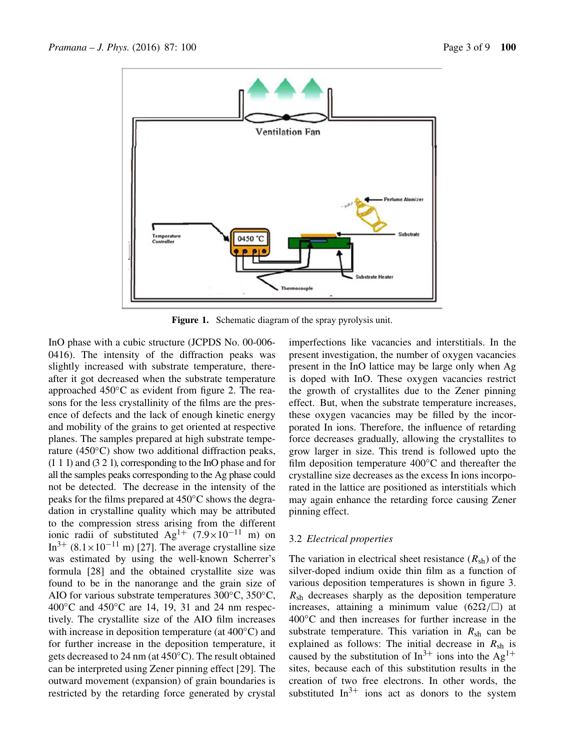Ventilation Fan

Perfume Atomizer

Substrate

Temperature Controller

0450 °C

Substrate Heater

Thermocouple

**Figure 1.** Schematic diagram of the spray pyrolysis unit.

InO phase with a cubic structure (JCPDS No. 00-006-0416). The intensity of the diffraction peaks was slightly increased with substrate temperature, thereafter it got decreased when the substrate temperature approached 450°C as evident from figure 2. The reasons for the less crystallinity of the films are the presence of defects and the lack of enough kinetic energy and mobility of the grains to get oriented at respective planes. The samples prepared at high substrate temperature (450°C) show two additional diffraction peaks, (1 1 1) and (3 2 1), corresponding to the InO phase and for all the samples peaks corresponding to the Ag phase could not be detected. The decrease in the intensity of the peaks for the films prepared at 450°C shows the degradation in crystalline quality which may be attributed to the compression stress arising from the different ionic radii of substituted $Ag^{1+}$ ($7.9\times10^{-11}$ m) on $In^{3+}$ ($8.1\times10^{-11}$ m) [27]. The average crystalline size was estimated by using the well-known Scherrer's formula [28] and the obtained crystallite size was found to be in the nanorange and the grain size of AIO for various substrate temperatures 300°C, 350°C, 400°C and 450°C are 14, 19, 31 and 24 nm respectively. The crystallite size of the AIO film increases with increase in deposition temperature (at 400°C) and for further increase in the deposition temperature, it gets decreased to 24 nm (at 450°C). The result obtained can be interpreted using Zener pinning effect [29]. The outward movement (expansion) of grain boundaries is restricted by the retarding force generated by crystal imperfections like vacancies and interstitials. In the present investigation, the number of oxygen vacancies present in the InO lattice may be large only when Ag is doped with InO. These oxygen vacancies restrict the growth of crystallites due to the Zener pinning effect. But, when the substrate temperature increases, these oxygen vacancies may be filled by the incorporated In ions. Therefore, the influence of retarding force decreases gradually, allowing the crystallites to grow larger in size. This trend is followed upto the film deposition temperature 400°C and thereafter the crystalline size decreases as the excess In ions incorporated in the lattice are positioned as interstitials which may again enhance the retarding force causing Zener pinning effect.

### 3.2 *Electrical properties*

The variation in electrical sheet resistance ($R_{sh}$) of the silver-doped indium oxide thin film as a function of various deposition temperatures is shown in figure 3. $R_{sh}$ decreases sharply as the deposition temperature increases, attaining a minimum value ($62\Omega/\square$) at 400°C and then increases for further increase in the substrate temperature. This variation in $R_{sh}$ can be explained as follows: The initial decrease in $R_{sh}$ is caused by the substitution of $In^{3+}$ ions into the $Ag^{1+}$ sites, because each of this substitution results in the creation of two free electrons. In other words, the substituted $In^{3+}$ ions act as donors to the system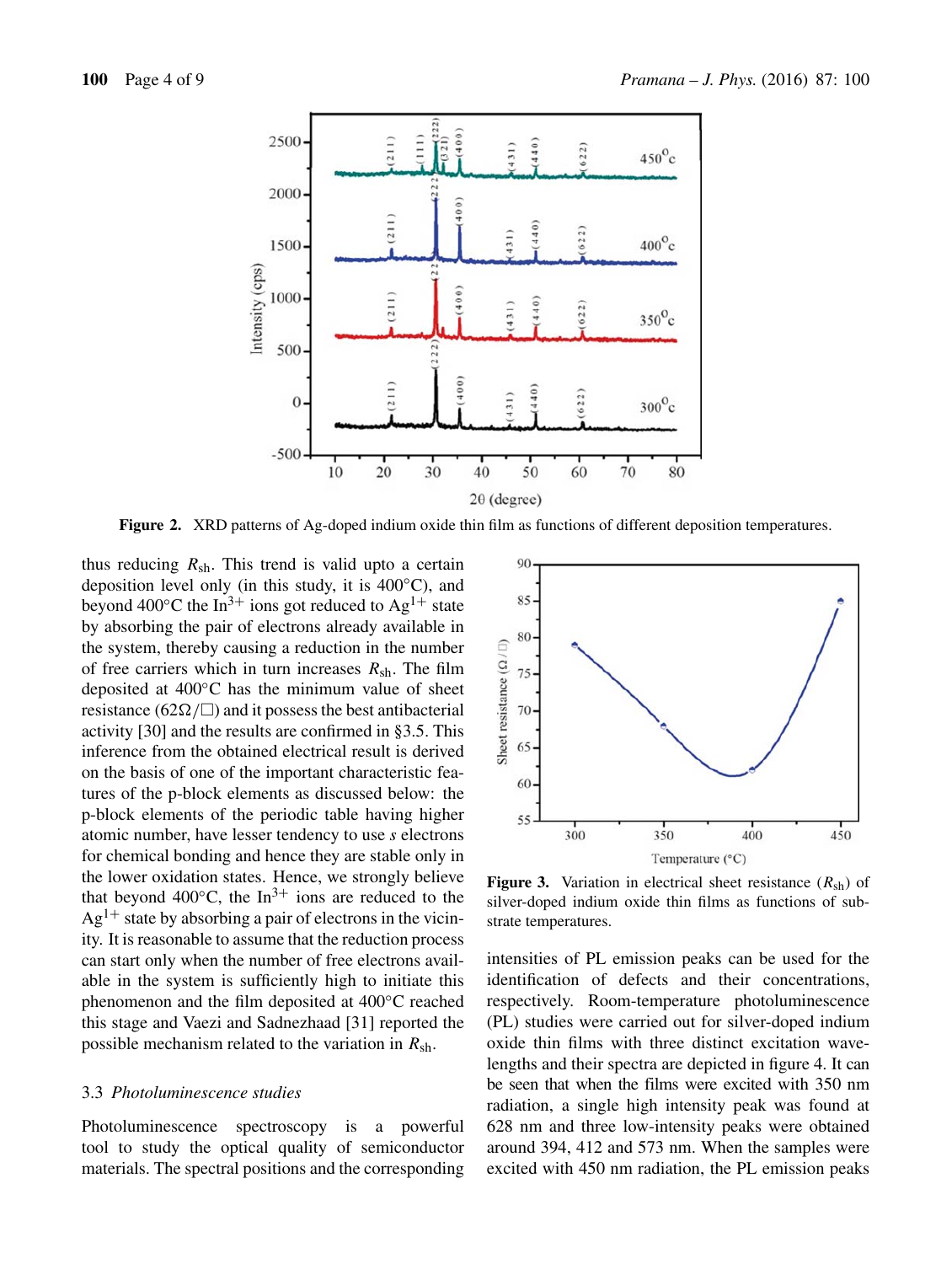2500
2000
1500
1000
500
0
-500
Intensity (cps)
(211) (111) (222) (321) (400) (431) (440) (622) 450°c
(211) (222) (400) (431) (440) (622) 400°c
(211) (222) (400) (431) (440) (622) 350°c
(211) (222) (400) (431) (440) (622) 300°c
10 20 30 40 50 60 70 80
2θ (degree)

**Figure 2.** XRD patterns of Ag-doped indium oxide thin film as functions of different deposition temperatures.

thus reducing $R_{sh}$. This trend is valid upto a certain deposition level only (in this study, it is 400°C), and beyond 400°C the $In^{3+}$ ions got reduced to $Ag^{1+}$ state by absorbing the pair of electrons already available in the system, thereby causing a reduction in the number of free carriers which in turn increases $R_{sh}$. The film deposited at 400°C has the minimum value of sheet resistance ($62\Omega/\square$) and it possess the best antibacterial activity [30] and the results are confirmed in §3.5. This inference from the obtained electrical result is derived on the basis of one of the important characteristic features of the p-block elements as discussed below: the p-block elements of the periodic table having higher atomic number, have lesser tendency to use *s* electrons for chemical bonding and hence they are stable only in the lower oxidation states. Hence, we strongly believe that beyond 400°C, the $In^{3+}$ ions are reduced to the $Ag^{1+}$ state by absorbing a pair of electrons in the vicinity. It is reasonable to assume that the reduction process can start only when the number of free electrons available in the system is sufficiently high to initiate this phenomenon and the film deposited at 400°C reached this stage and Vaezi and Sadnezhaad [31] reported the possible mechanism related to the variation in $R_{sh}$.

### 3.3 *Photoluminescence studies*

Photoluminescence spectroscopy is a powerful tool to study the optical quality of semiconductor materials. The spectral positions and the corresponding

90
85
80
75
70
65
60
55
Sheet resistance (Ω/□)
300 350 400 450
Temperature (°C)

**Figure 3.** Variation in electrical sheet resistance ($R_{sh}$) of silver-doped indium oxide thin films as functions of substrate temperatures.

intensities of PL emission peaks can be used for the identification of defects and their concentrations, respectively. Room-temperature photoluminescence (PL) studies were carried out for silver-doped indium oxide thin films with three distinct excitation wavelengths and their spectra are depicted in figure 4. It can be seen that when the films were excited with 350 nm radiation, a single high intensity peak was found at 628 nm and three low-intensity peaks were obtained around 394, 412 and 573 nm. When the samples were excited with 450 nm radiation, the PL emission peaks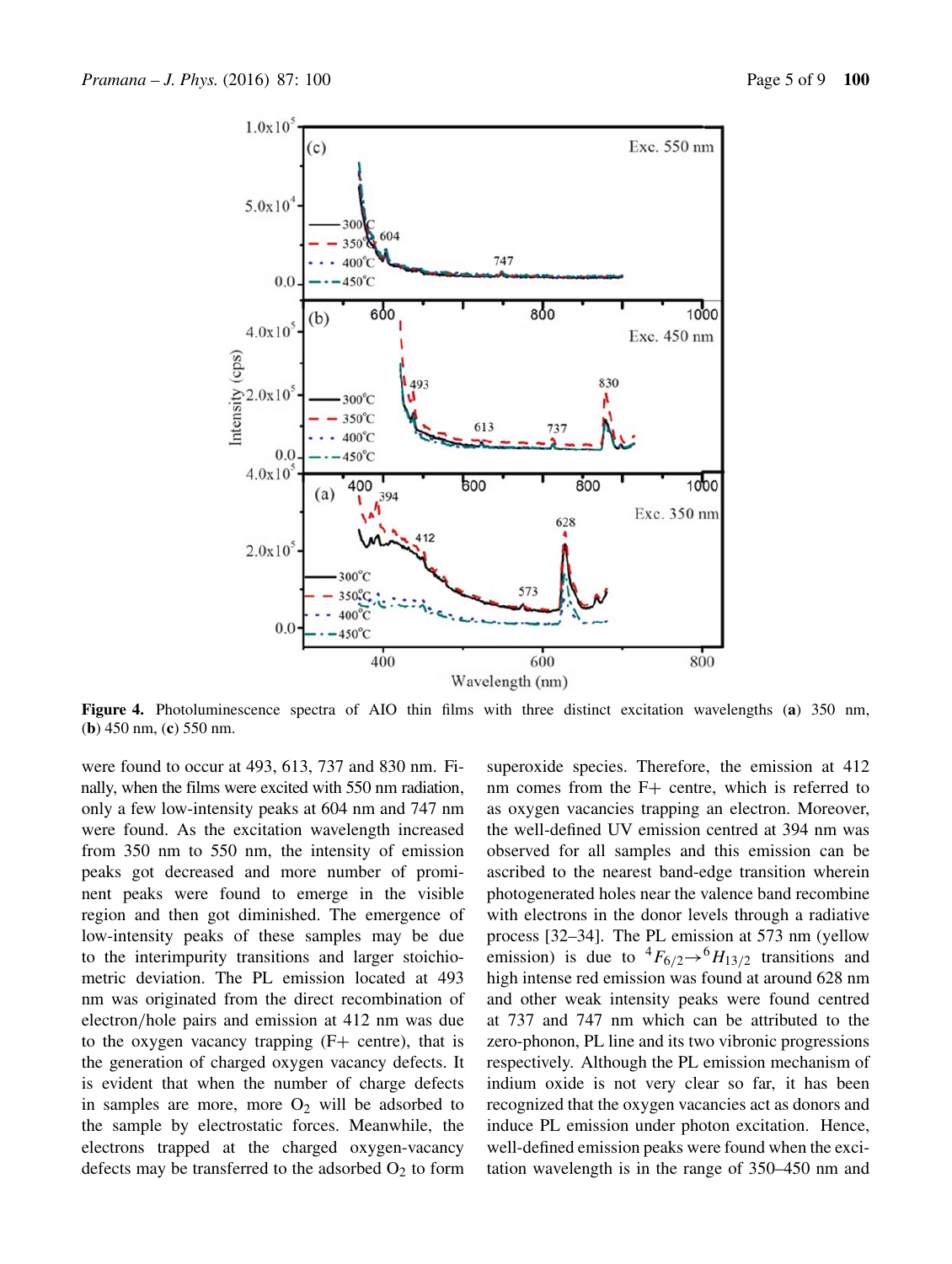(c)

Exc. 550 nm

1.0x10⁵

5.0x10⁴

0.0

300°C

350°C

400°C

450°C

604

747

600

800

1000

(b)

Exc. 450 nm

4.0x10⁵

2.0x10⁵

0.0

493

613

737

830

300°C

350°C

400°C

450°C

Intensity (cps)

4.0x10⁵

(a)

Exc. 350 nm

400

394

412

573

628

600

800

1000

2.0x10⁵

0.0

300°C

350°C

400°C

450°C

400

600

800

Wavelength (nm)

**Figure 4.** Photoluminescence spectra of AIO thin films with three distinct excitation wavelengths (**a**) 350 nm, (**b**) 450 nm, (**c**) 550 nm.

were found to occur at 493, 613, 737 and 830 nm. Finally, when the films were excited with 550 nm radiation, only a few low-intensity peaks at 604 nm and 747 nm were found. As the excitation wavelength increased from 350 nm to 550 nm, the intensity of emission peaks got decreased and more number of prominent peaks were found to emerge in the visible region and then got diminished. The emergence of low-intensity peaks of these samples may be due to the interimpurity transitions and larger stoichiometric deviation. The PL emission located at 493 nm was originated from the direct recombination of electron/hole pairs and emission at 412 nm was due to the oxygen vacancy trapping (F+ centre), that is the generation of charged oxygen vacancy defects. It is evident that when the number of charge defects in samples are more, more $O_2$ will be adsorbed to the sample by electrostatic forces. Meanwhile, the electrons trapped at the charged oxygen-vacancy defects may be transferred to the adsorbed $O_2$ to form superoxide species. Therefore, the emission at 412 nm comes from the F+ centre, which is referred to as oxygen vacancies trapping an electron. Moreover, the well-defined UV emission centred at 394 nm was observed for all samples and this emission can be ascribed to the nearest band-edge transition wherein photogenerated holes near the valence band recombine with electrons in the donor levels through a radiative process [32–34]. The PL emission at 573 nm (yellow emission) is due to ${}^4F_{6/2} \rightarrow {}^6H_{13/2}$ transitions and high intense red emission was found at around 628 nm and other weak intensity peaks were found centred at 737 and 747 nm which can be attributed to the zero-phonon, PL line and its two vibronic progressions respectively. Although the PL emission mechanism of indium oxide is not very clear so far, it has been recognized that the oxygen vacancies act as donors and induce PL emission under photon excitation. Hence, well-defined emission peaks were found when the excitation wavelength is in the range of 350–450 nm and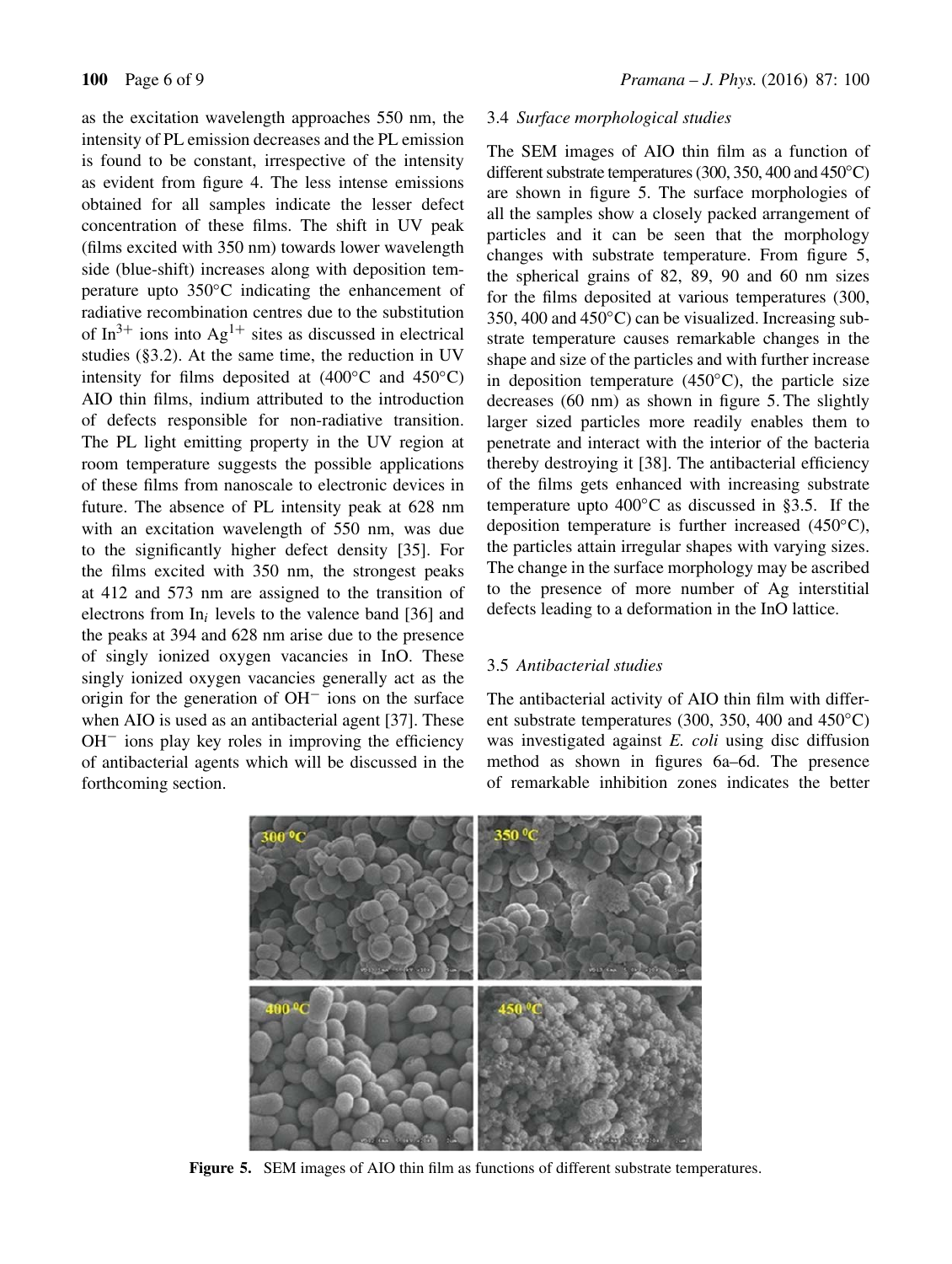as the excitation wavelength approaches 550 nm, the intensity of PL emission decreases and the PL emission is found to be constant, irrespective of the intensity as evident from figure 4. The less intense emissions obtained for all samples indicate the lesser defect concentration of these films. The shift in UV peak (films excited with 350 nm) towards lower wavelength side (blue-shift) increases along with deposition temperature upto 350°C indicating the enhancement of radiative recombination centres due to the substitution of $In^{3+}$ ions into $Ag^{1+}$ sites as discussed in electrical studies (§3.2). At the same time, the reduction in UV intensity for films deposited at (400°C and 450°C) AIO thin films, indium attributed to the introduction of defects responsible for non-radiative transition. The PL light emitting property in the UV region at room temperature suggests the possible applications of these films from nanoscale to electronic devices in future. The absence of PL intensity peak at 628 nm with an excitation wavelength of 550 nm, was due to the significantly higher defect density [35]. For the films excited with 350 nm, the strongest peaks at 412 and 573 nm are assigned to the transition of electrons from $In_i$ levels to the valence band [36] and the peaks at 394 and 628 nm arise due to the presence of singly ionized oxygen vacancies in InO. These singly ionized oxygen vacancies generally act as the origin for the generation of $OH^-$ ions on the surface when AIO is used as an antibacterial agent [37]. These $OH^-$ ions play key roles in improving the efficiency of antibacterial agents which will be discussed in the forthcoming section.

### 3.4 *Surface morphological studies*

The SEM images of AIO thin film as a function of different substrate temperatures (300, 350, 400 and 450°C) are shown in figure 5. The surface morphologies of all the samples show a closely packed arrangement of particles and it can be seen that the morphology changes with substrate temperature. From figure 5, the spherical grains of 82, 89, 90 and 60 nm sizes for the films deposited at various temperatures (300, 350, 400 and 450°C) can be visualized. Increasing substrate temperature causes remarkable changes in the shape and size of the particles and with further increase in deposition temperature (450°C), the particle size decreases (60 nm) as shown in figure 5. The slightly larger sized particles more readily enables them to penetrate and interact with the interior of the bacteria thereby destroying it [38]. The antibacterial efficiency of the films gets enhanced with increasing substrate temperature upto 400°C as discussed in §3.5. If the deposition temperature is further increased (450°C), the particles attain irregular shapes with varying sizes. The change in the surface morphology may be ascribed to the presence of more number of Ag interstitial defects leading to a deformation in the InO lattice.

### 3.5 *Antibacterial studies*

The antibacterial activity of AIO thin film with different substrate temperatures (300, 350, 400 and 450°C) was investigated against *E. coli* using disc diffusion method as shown in figures 6a–6d. The presence of remarkable inhibition zones indicates the better

300 °C

350 °C

400 °C

450 °C

**Figure 5.** SEM images of AIO thin film as functions of different substrate temperatures.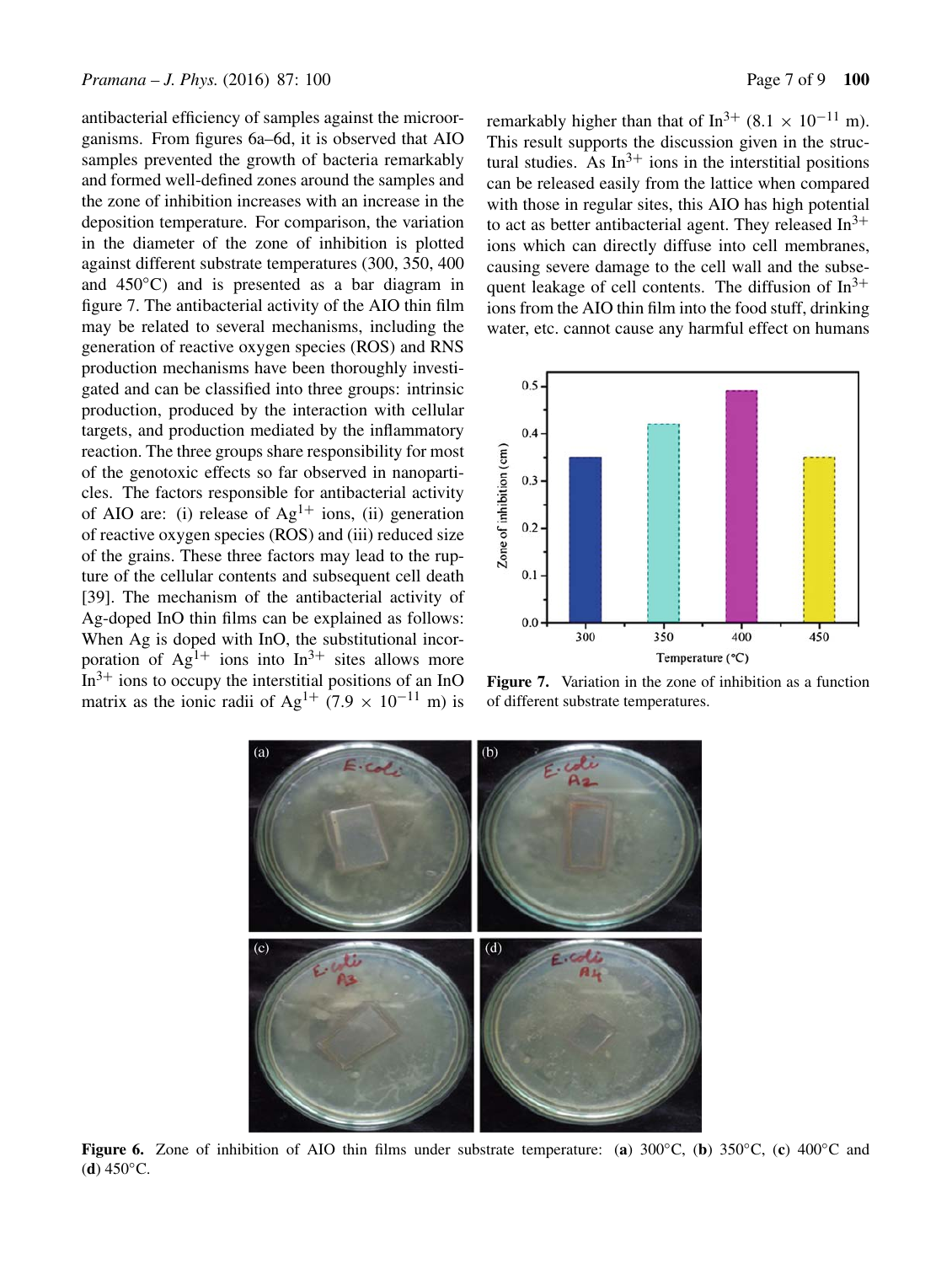antibacterial efficiency of samples against the microorganisms. From figures 6a–6d, it is observed that AIO samples prevented the growth of bacteria remarkably and formed well-defined zones around the samples and the zone of inhibition increases with an increase in the deposition temperature. For comparison, the variation in the diameter of the zone of inhibition is plotted against different substrate temperatures (300, 350, 400 and 450°C) and is presented as a bar diagram in figure 7. The antibacterial activity of the AIO thin film may be related to several mechanisms, including the generation of reactive oxygen species (ROS) and RNS production mechanisms have been thoroughly investigated and can be classified into three groups: intrinsic production, produced by the interaction with cellular targets, and production mediated by the inflammatory reaction. The three groups share responsibility for most of the genotoxic effects so far observed in nanoparticles. The factors responsible for antibacterial activity of AIO are: (i) release of $Ag^{1+}$ ions, (ii) generation of reactive oxygen species (ROS) and (iii) reduced size of the grains. These three factors may lead to the rupture of the cellular contents and subsequent cell death [39]. The mechanism of the antibacterial activity of Ag-doped InO thin films can be explained as follows: When Ag is doped with InO, the substitutional incorporation of $Ag^{1+}$ ions into $In^{3+}$ sites allows more $In^{3+}$ ions to occupy the interstitial positions of an InO matrix as the ionic radii of $Ag^{1+}$ ($7.9 \times 10^{-11}$ m) is remarkably higher than that of $In^{3+}$ ($8.1 \times 10^{-11}$ m). This result supports the discussion given in the structural studies. As $In^{3+}$ ions in the interstitial positions can be released easily from the lattice when compared with those in regular sites, this AIO has high potential to act as better antibacterial agent. They released $In^{3+}$ ions which can directly diffuse into cell membranes, causing severe damage to the cell wall and the subsequent leakage of cell contents. The diffusion of $In^{3+}$ ions from the AIO thin film into the food stuff, drinking water, etc. cannot cause any harmful effect on humans

Zone of inhibition (cm)
0.0
0.1
0.2
0.3
0.4
0.5
300
350
400
450
Temperature (°C)

Figure 7. Variation in the zone of inhibition as a function of different substrate temperatures.

(a) E.coli
(b) E.coli A2
(c) E.coli A3
(d) E.coli A4

Figure 6. Zone of inhibition of AIO thin films under substrate temperature: (a) 300°C, (b) 350°C, (c) 400°C and (d) 450°C.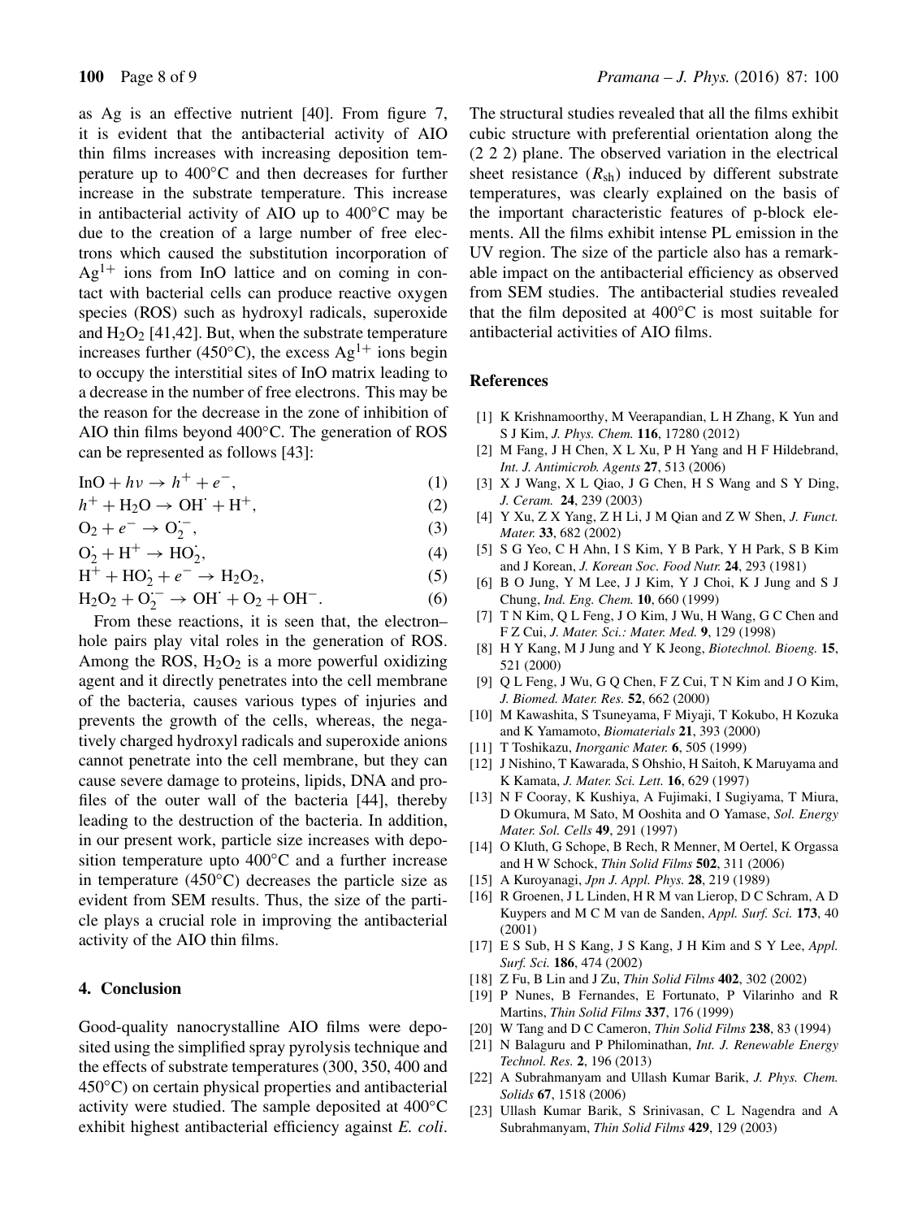as Ag is an effective nutrient [40]. From figure 7, it is evident that the antibacterial activity of AIO thin films increases with increasing deposition temperature up to 400°C and then decreases for further increase in the substrate temperature. This increase in antibacterial activity of AIO up to 400°C may be due to the creation of a large number of free electrons which caused the substitution incorporation of $Ag^{1+}$ ions from InO lattice and on coming in contact with bacterial cells can produce reactive oxygen species (ROS) such as hydroxyl radicals, superoxide and $H_2O_2$ [41,42]. But, when the substrate temperature increases further (450°C), the excess $Ag^{1+}$ ions begin to occupy the interstitial sites of InO matrix leading to a decrease in the number of free electrons. This may be the reason for the decrease in the zone of inhibition of AIO thin films beyond 400°C. The generation of ROS can be represented as follows [43]:

$$\mathrm{InO} + h\nu \rightarrow h^+ + e^-, \tag{1}$$

$$h^+ + \mathrm{H_2O} \rightarrow \mathrm{OH^{\cdot}} + \mathrm{H}^+, \tag{2}$$

$$\mathrm{O_2} + e^- \rightarrow \mathrm{O_2^{\cdot -}}, \tag{3}$$

$$\mathrm{O_2^{\cdot}} + \mathrm{H}^+ \rightarrow \mathrm{HO_2^{\cdot}}, \tag{4}$$

$$\mathrm{H}^+ + \mathrm{HO_2^{\cdot}} + e^- \rightarrow \mathrm{H_2O_2}, \tag{5}$$

$$\mathrm{H_2O_2} + \mathrm{O_2^{\cdot -}} \rightarrow \mathrm{OH^{\cdot}} + \mathrm{O_2} + \mathrm{OH}^-. \tag{6}$$

From these reactions, it is seen that, the electron–hole pairs play vital roles in the generation of ROS. Among the ROS, $H_2O_2$ is a more powerful oxidizing agent and it directly penetrates into the cell membrane of the bacteria, causes various types of injuries and prevents the growth of the cells, whereas, the negatively charged hydroxyl radicals and superoxide anions cannot penetrate into the cell membrane, but they can cause severe damage to proteins, lipids, DNA and profiles of the outer wall of the bacteria [44], thereby leading to the destruction of the bacteria. In addition, in our present work, particle size increases with deposition temperature upto 400°C and a further increase in temperature (450°C) decreases the particle size as evident from SEM results. Thus, the size of the particle plays a crucial role in improving the antibacterial activity of the AIO thin films.

## 4. Conclusion

Good-quality nanocrystalline AIO films were deposited using the simplified spray pyrolysis technique and the effects of substrate temperatures (300, 350, 400 and 450°C) on certain physical properties and antibacterial activity were studied. The sample deposited at 400°C exhibit highest antibacterial efficiency against *E. coli*. The structural studies revealed that all the films exhibit cubic structure with preferential orientation along the (2 2 2) plane. The observed variation in the electrical sheet resistance ($R_{sh}$) induced by different substrate temperatures, was clearly explained on the basis of the important characteristic features of p-block elements. All the films exhibit intense PL emission in the UV region. The size of the particle also has a remarkable impact on the antibacterial efficiency as observed from SEM studies. The antibacterial studies revealed that the film deposited at 400°C is most suitable for antibacterial activities of AIO films.

## References

[1] K Krishnamoorthy, M Veerapandian, L H Zhang, K Yun and S J Kim, *J. Phys. Chem.* **116**, 17280 (2012)

[2] M Fang, J H Chen, X L Xu, P H Yang and H F Hildebrand, *Int. J. Antimicrob. Agents* **27**, 513 (2006)

[3] X J Wang, X L Qiao, J G Chen, H S Wang and S Y Ding, *J. Ceram.* **24**, 239 (2003)

[4] Y Xu, Z X Yang, Z H Li, J M Qian and Z W Shen, *J. Funct. Mater.* **33**, 682 (2002)

[5] S G Yeo, C H Ahn, I S Kim, Y B Park, Y H Park, S B Kim and J Korean, *J. Korean Soc. Food Nutr.* **24**, 293 (1981)

[6] B O Jung, Y M Lee, J J Kim, Y J Choi, K J Jung and S J Chung, *Ind. Eng. Chem.* **10**, 660 (1999)

[7] T N Kim, Q L Feng, J O Kim, J Wu, H Wang, G C Chen and F Z Cui, *J. Mater. Sci.: Mater. Med.* **9**, 129 (1998)

[8] H Y Kang, M J Jung and Y K Jeong, *Biotechnol. Bioeng.* **15**, 521 (2000)

[9] Q L Feng, J Wu, G Q Chen, F Z Cui, T N Kim and J O Kim, *J. Biomed. Mater. Res.* **52**, 662 (2000)

[10] M Kawashita, S Tsuneyama, F Miyaji, T Kokubo, H Kozuka and K Yamamoto, *Biomaterials* **21**, 393 (2000)

[11] T Toshikazu, *Inorganic Mater.* **6**, 505 (1999)

[12] J Nishino, T Kawarada, S Ohshio, H Saitoh, K Maruyama and K Kamata, *J. Mater. Sci. Lett.* **16**, 629 (1997)

[13] N F Cooray, K Kushiya, A Fujimaki, I Sugiyama, T Miura, D Okumura, M Sato, M Ooshita and O Yamase, *Sol. Energy Mater. Sol. Cells* **49**, 291 (1997)

[14] O Kluth, G Schope, B Rech, R Menner, M Oertel, K Orgassa and H W Schock, *Thin Solid Films* **502**, 311 (2006)

[15] A Kuroyanagi, *Jpn J. Appl. Phys.* **28**, 219 (1989)

[16] R Groenen, J L Linden, H R M van Lierop, D C Schram, A D Kuypers and M C M van de Sanden, *Appl. Surf. Sci.* **173**, 40 (2001)

[17] E S Sub, H S Kang, J S Kang, J H Kim and S Y Lee, *Appl. Surf. Sci.* **186**, 474 (2002)

[18] Z Fu, B Lin and J Zu, *Thin Solid Films* **402**, 302 (2002)

[19] P Nunes, B Fernandes, E Fortunato, P Vilarinho and R Martins, *Thin Solid Films* **337**, 176 (1999)

[20] W Tang and D C Cameron, *Thin Solid Films* **238**, 83 (1994)

[21] N Balaguru and P Philominathan, *Int. J. Renewable Energy Technol. Res.* **2**, 196 (2013)

[22] A Subrahmanyam and Ullash Kumar Barik, *J. Phys. Chem. Solids* **67**, 1518 (2006)

[23] Ullash Kumar Barik, S Srinivasan, C L Nagendra and A Subrahmanyam, *Thin Solid Films* **429**, 129 (2003)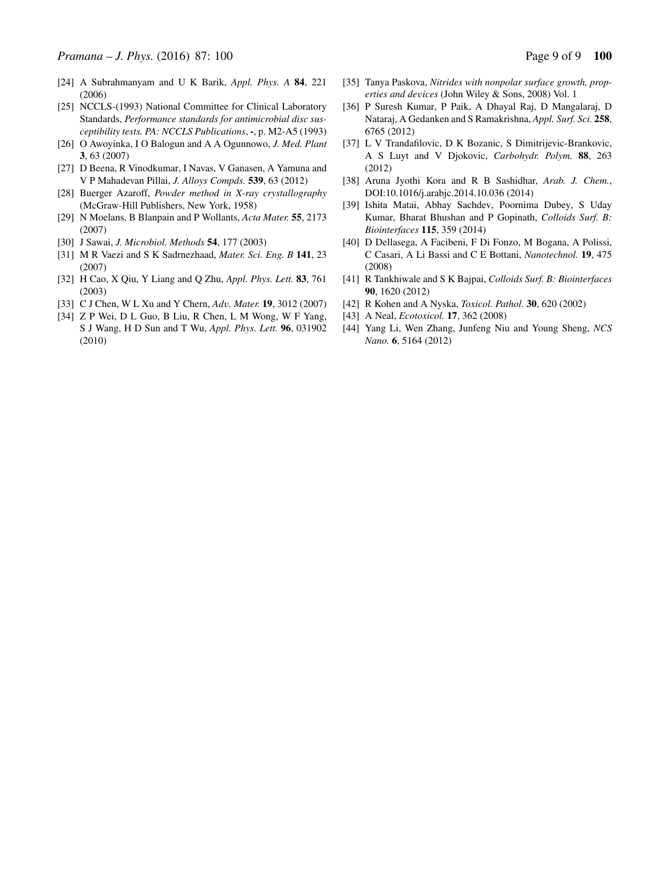[24] A Subrahmanyam and U K Barik, *Appl. Phys. A* **84**, 221 (2006)

[25] NCCLS-(1993) National Committee for Clinical Laboratory Standards, *Performance standards for antimicrobial disc susceptibility tests. PA: NCCLS Publications*, **-**, p. M2-A5 (1993)

[26] O Awoyinka, I O Balogun and A A Ogunnowo, *J. Med. Plant* **3**, 63 (2007)

[27] D Beena, R Vinodkumar, I Navas, V Ganasen, A Yamuna and V P Mahadevan Pillai, *J. Alloys Compds.* **539**, 63 (2012)

[28] Buerger Azaroff, *Powder method in X-ray crystallography* (McGraw-Hill Publishers, New York, 1958)

[29] N Moelans, B Blanpain and P Wollants, *Acta Mater.* **55**, 2173 (2007)

[30] J Sawai, *J. Microbiol. Methods* **54**, 177 (2003)

[31] M R Vaezi and S K Sadrnezhaad, *Mater. Sci. Eng. B* **141**, 23 (2007)

[32] H Cao, X Qiu, Y Liang and Q Zhu, *Appl. Phys. Lett.* **83**, 761 (2003)

[33] C J Chen, W L Xu and Y Chern, *Adv. Mater.* **19**, 3012 (2007)

[34] Z P Wei, D L Guo, B Liu, R Chen, L M Wong, W F Yang, S J Wang, H D Sun and T Wu, *Appl. Phys. Lett.* **96**, 031902 (2010)

[35] Tanya Paskova, *Nitrides with nonpolar surface growth, properties and devices* (John Wiley & Sons, 2008) Vol. 1

[36] P Suresh Kumar, P Paik, A Dhayal Raj, D Mangalaraj, D Nataraj, A Gedanken and S Ramakrishna, *Appl. Surf. Sci.* **258**, 6765 (2012)

[37] L V Trandafilovic, D K Bozanic, S Dimitrijevic-Brankovic, A S Luyt and V Djokovic, *Carbohydr. Polym.* **88**, 263 (2012)

[38] Aruna Jyothi Kora and R B Sashidhar, *Arab. J. Chem.*, DOI:10.1016/j.arabjc.2014.10.036 (2014)

[39] Ishita Matai, Abhay Sachdev, Poornima Dubey, S Uday Kumar, Bharat Bhushan and P Gopinath, *Colloids Surf. B: Biointerfaces* **115**, 359 (2014)

[40] D Dellasega, A Facibeni, F Di Fonzo, M Bogana, A Polissi, C Casari, A Li Bassi and C E Bottani, *Nanotechnol.* **19**, 475 (2008)

[41] R Tankhiwale and S K Bajpai, *Colloids Surf. B: Biointerfaces* **90**, 1620 (2012)

[42] R Kohen and A Nyska, *Toxicol. Pathol.* **30**, 620 (2002)

[43] A Neal, *Ecotoxicol.* **17**, 362 (2008)

[44] Yang Li, Wen Zhang, Junfeng Niu and Young Sheng, *NCS Nano.* **6**, 5164 (2012)